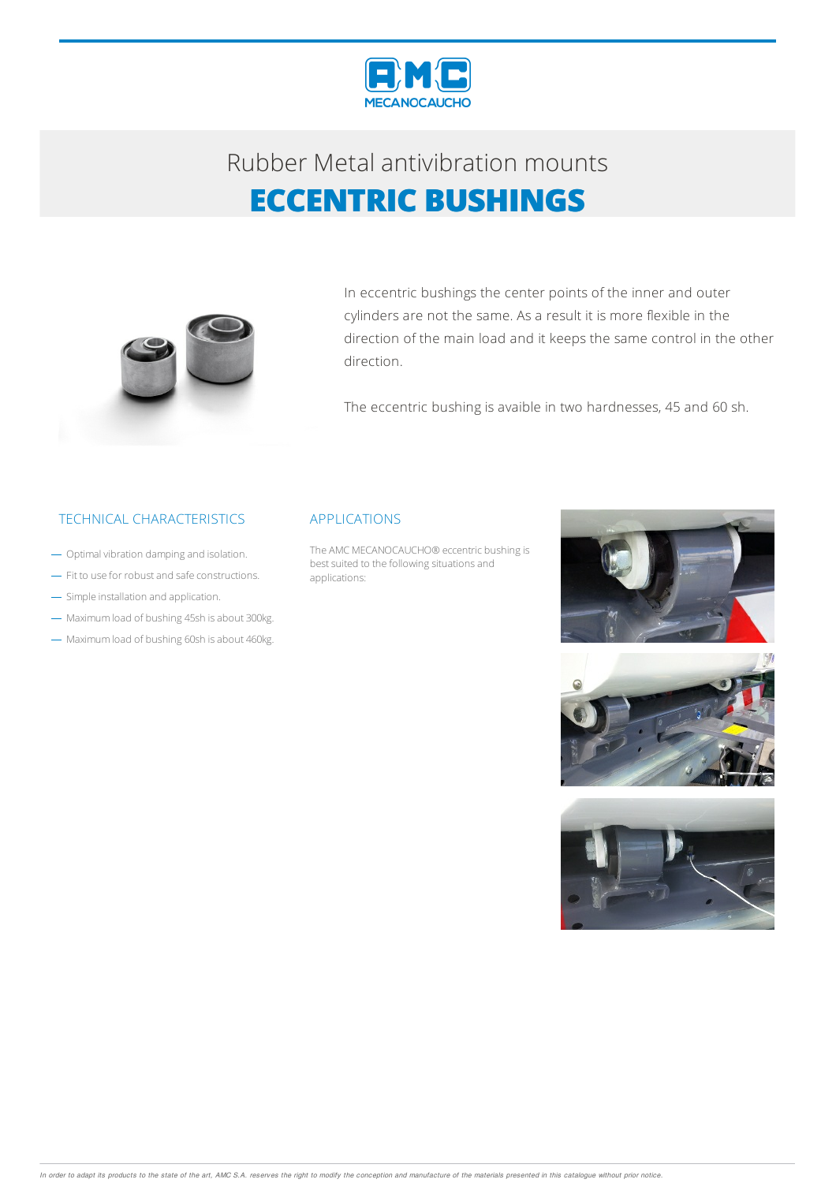# Rubber Metal antivibration mounts

## ECCENTRIC BUSHINGS

In eccentric bushings the center points of the inner and outer cylinders are not the same. As a result it is more flexible in the direction of the main load and it keeps the same control in the other direction.

The eccentric bushing is avaible in two hardnesses, 45 and 60 sh.

### TECHNICAL CHARACTERISTICS

- Optimal vibration damping and isolation.
- Fit to use for robust and safe constructions.
- Simple installation and application.
- Maximum load of bushing 45sh is about 300kg.
- Maximum load of bushing 60sh is about 460kg.

### APPLICATIONS

The AMC MECANOCAUCHO® eccentric bushing is best suited to the following situations and applications:

*In order to adapt its products to the state of the art, AMC S.A. reserves the right to modify the conception and manufacture of the materials presented in this catalogue without prior notice.*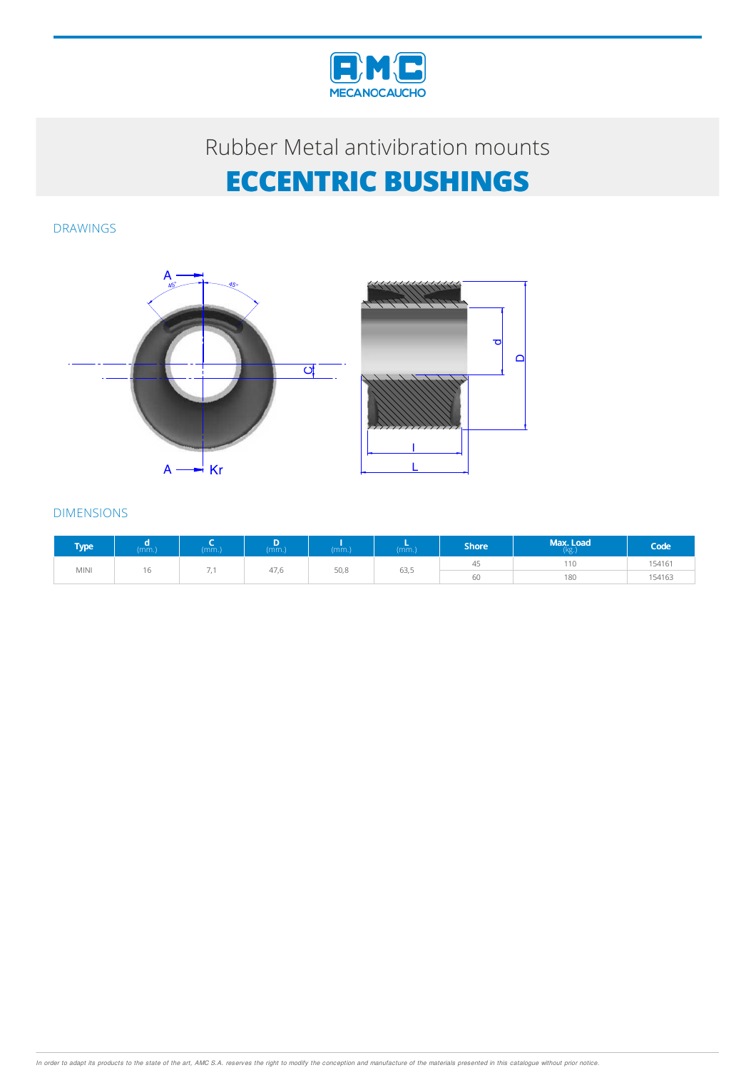# Rubber Metal antivibration mounts

# ECCENTRIC BUSHINGS

## DRAWINGS

## DIMENSIONS

| Type | d (mm.) | C (mm.) | D (mm.) | l (mm.) | L (mm.) | Shore | Max. Load (kg.) | Code |
|---|---|---|---|---|---|---|---|---|
| MINI | 16 | 7,1 | 47,6 | 50,8 | 63,5 | 45 | 110 | 154161 |
| | | | | | | 60 | 180 | 154163 |

*In order to adapt its products to the state of the art, AMC S.A. reserves the right to modify the conception and manufacture of the materials presented in this catalogue without prior notice.*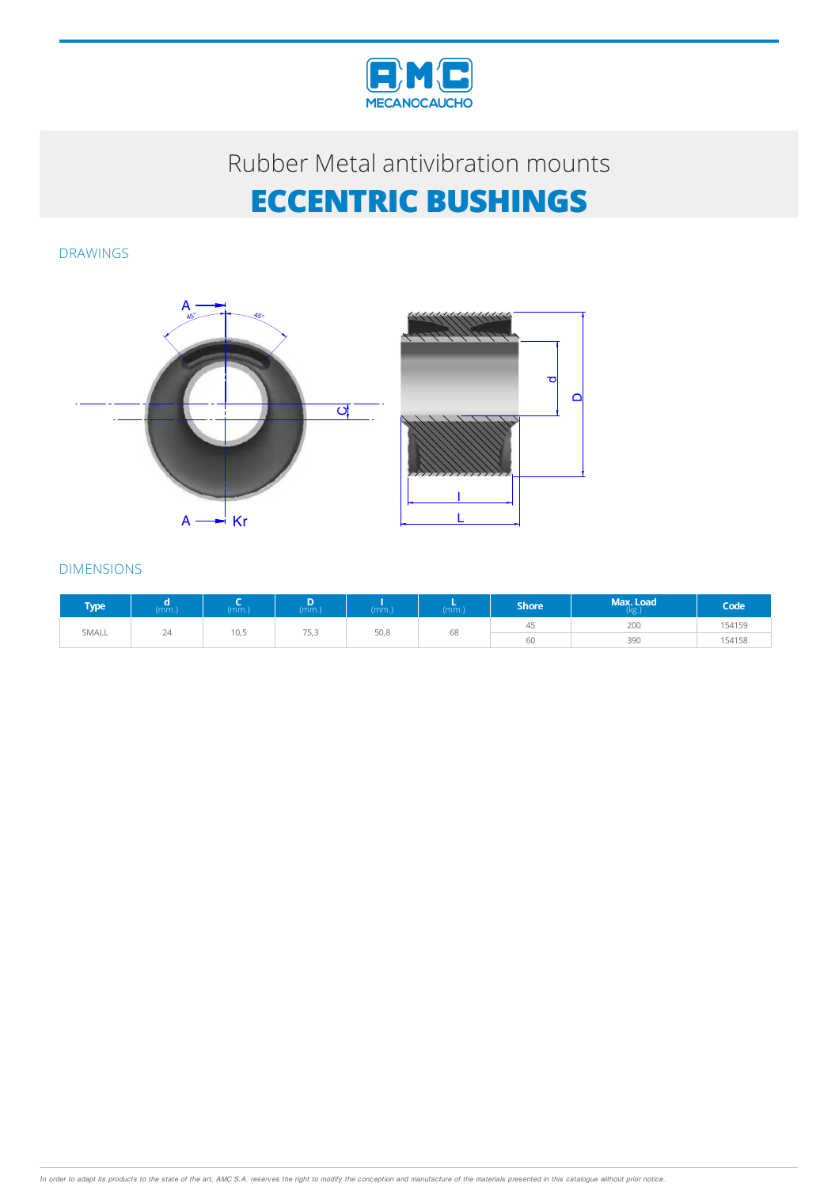Rubber Metal antivibration mounts

# ECCENTRIC BUSHINGS

DRAWINGS

DIMENSIONS

| Type | d (mm.) | C (mm.) | D (mm.) | l (mm.) | L (mm.) | Shore | Max. Load (kg.) | Code |
|---|---|---|---|---|---|---|---|---|
| SMALL | 24 | 10,5 | 75,3 | 50,8 | 68 | 45 | 200 | 154159 |
| | | | | | | 60 | 390 | 154158 |

*In order to adapt its products to the state of the art, AMC S.A. reserves the right to modify the conception and manufacture of the materials presented in this catalogue without prior notice.*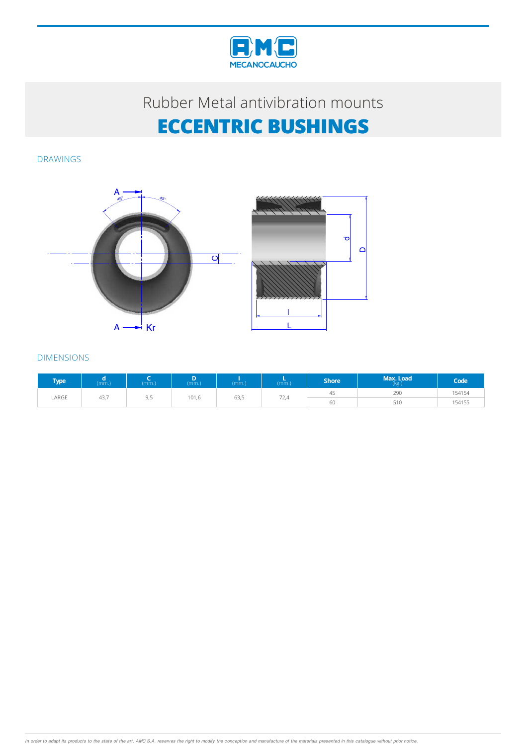Rubber Metal antivibration mounts

# ECCENTRIC BUSHINGS

## DRAWINGS

## DIMENSIONS

| Type | d (mm.) | C (mm.) | D (mm.) | l (mm.) | L (mm.) | Shore | Max. Load (kg.) | Code |
|---|---|---|---|---|---|---|---|---|
| LARGE | 43,7 | 9,5 | 101,6 | 63,5 | 72,4 | 45 | 290 | 154154 |
| | | | | | | 60 | 510 | 154155 |

*In order to adapt its products to the state of the art, AMC S.A. reserves the right to modify the conception and manufacture of the materials presented in this catalogue without prior notice.*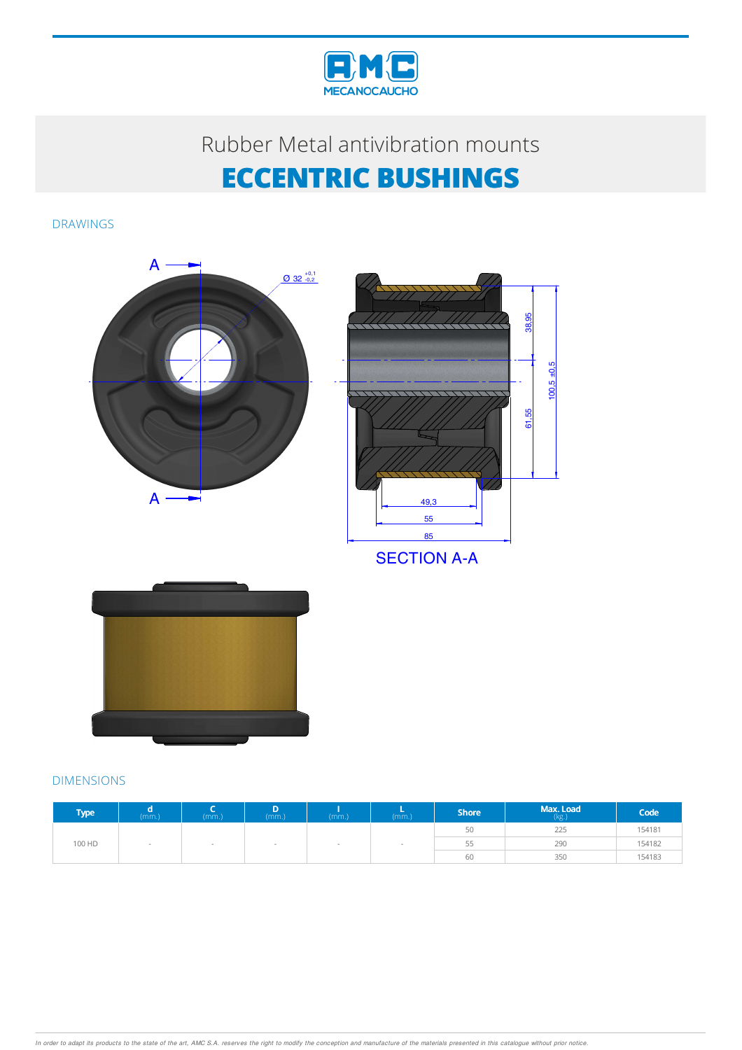Rubber Metal antivibration mounts

# ECCENTRIC BUSHINGS

## DRAWINGS

SECTION A-A

## DIMENSIONS

| Type | d (mm.) | C (mm.) | D (mm.) | I (mm.) | L (mm.) | Shore | Max. Load (kg.) | Code |
|---|---|---|---|---|---|---|---|---|
| 100 HD | - | - | - | - | - | 50 | 225 | 154181 |
| | | | | | | 55 | 290 | 154182 |
| | | | | | | 60 | 350 | 154183 |

*In order to adapt its products to the state of the art, AMC S.A. reserves the right to modify the conception and manufacture of the materials presented in this catalogue without prior notice.*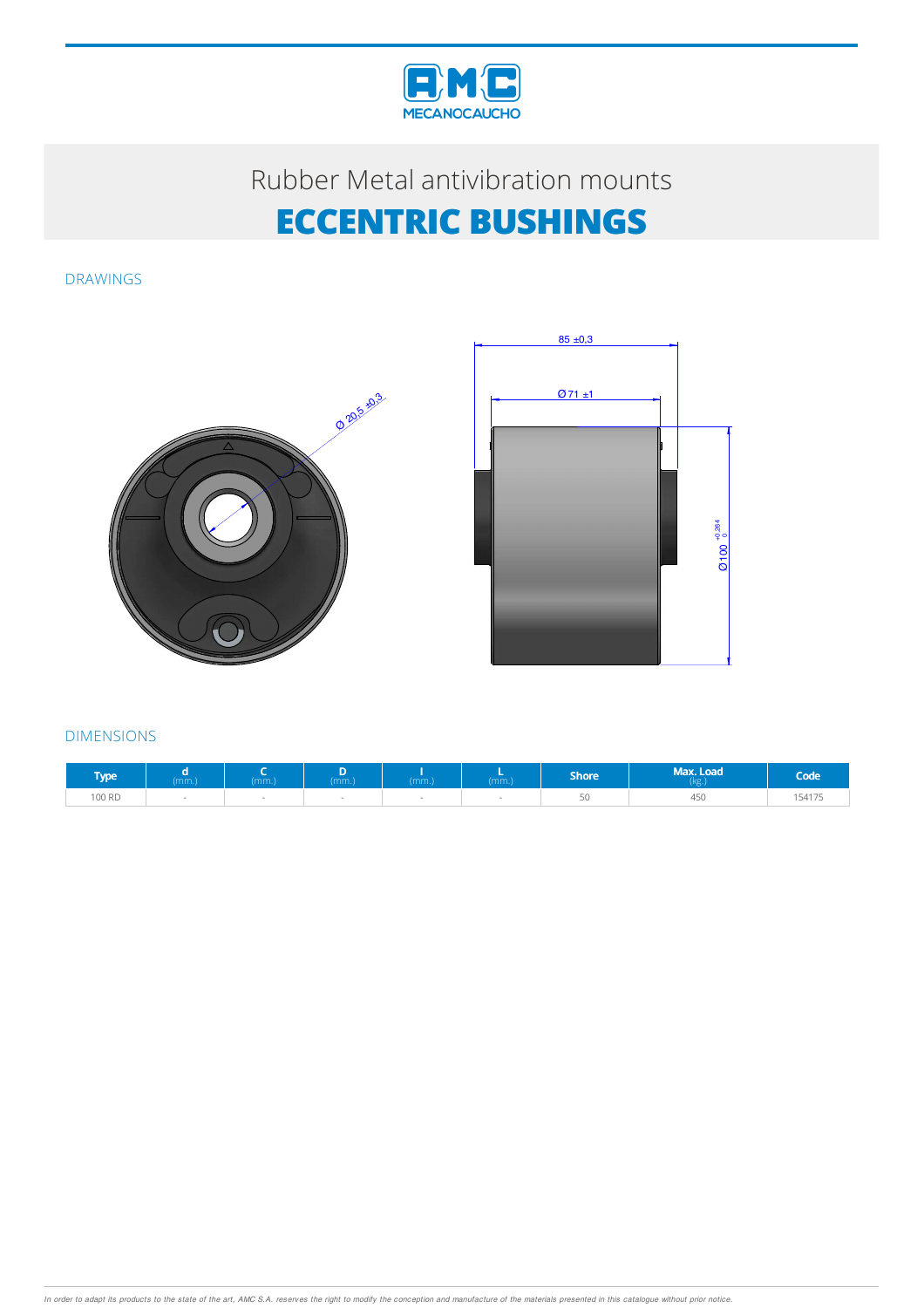# Rubber Metal antivibration mounts

# ECCENTRIC BUSHINGS

## DRAWINGS

85 ±0,3

Ø 71 ±1

Ø 20,5 ±0,3

Ø 100 $^{+0,264}_{0}$

## DIMENSIONS

| Type | d (mm.) | C (mm.) | D (mm.) | I (mm.) | L (mm.) | Shore | Max. Load (kg.) | Code |
|---|---|---|---|---|---|---|---|---|
| 100 RD | - | - | - | - | - | 50 | 450 | 154175 |

*In order to adapt its products to the state of the art, AMC S.A. reserves the right to modify the conception and manufacture of the materials presented in this catalogue without prior notice.*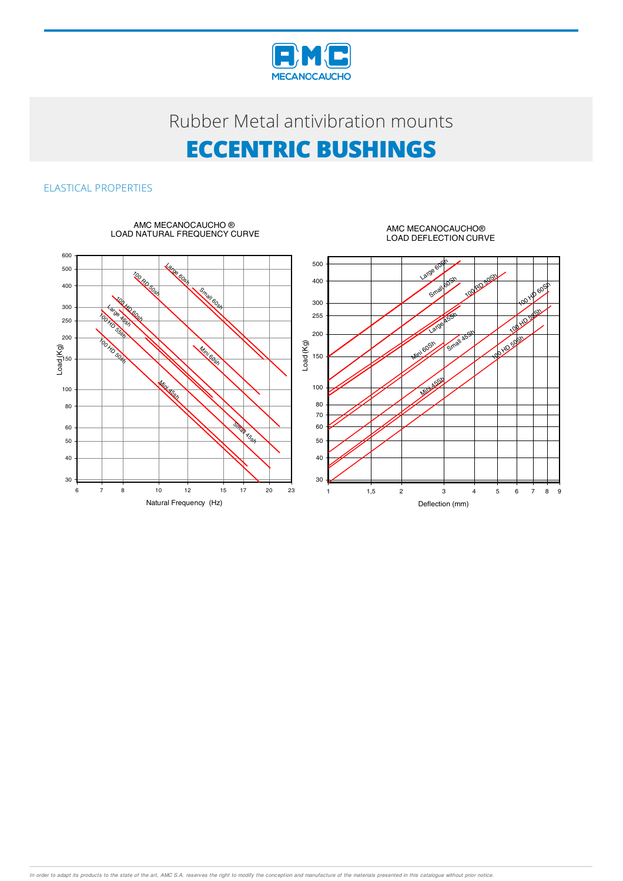Rubber Metal antivibration mounts

# ECCENTRIC BUSHINGS

## ELASTICAL PROPERTIES

AMC MECANOCAUCHO ®
LOAD NATURAL FREQUENCY CURVE

Load (Kg)

600
500
400
300
250
200
150
100
80
60
50
40
30

6
7
8
10
12
15
17
20
23

Natural Frequency (Hz)

100 RD 50sh
Large 60sh
Small 60sh
100 HD 60sh
Large 45sh
100 HD 55sh
100 HD 50sh
Mini 60sh
Mini 45sh
Small 45sh

AMC MECANOCAUCHO®
LOAD DEFLECTION CURVE

Load (Kg)

500
400
300
255
200
150
100
80
70
60
50
40
30

1
1,5
2
3
4
5
6
7
8
9

Deflection (mm)

Large 60Sh
Small 60Sh
100 RD 50Sh
100 HD 60Sh
Large 45Sh
100 HD 55Sh
Mini 60Sh
Small 45Sh
100 HD 50Sh
Mini 45Sh

*In order to adapt its products to the state of the art, AMC S.A. reserves the right to modify the conception and manufacture of the materials presented in this catalogue without prior notice.*